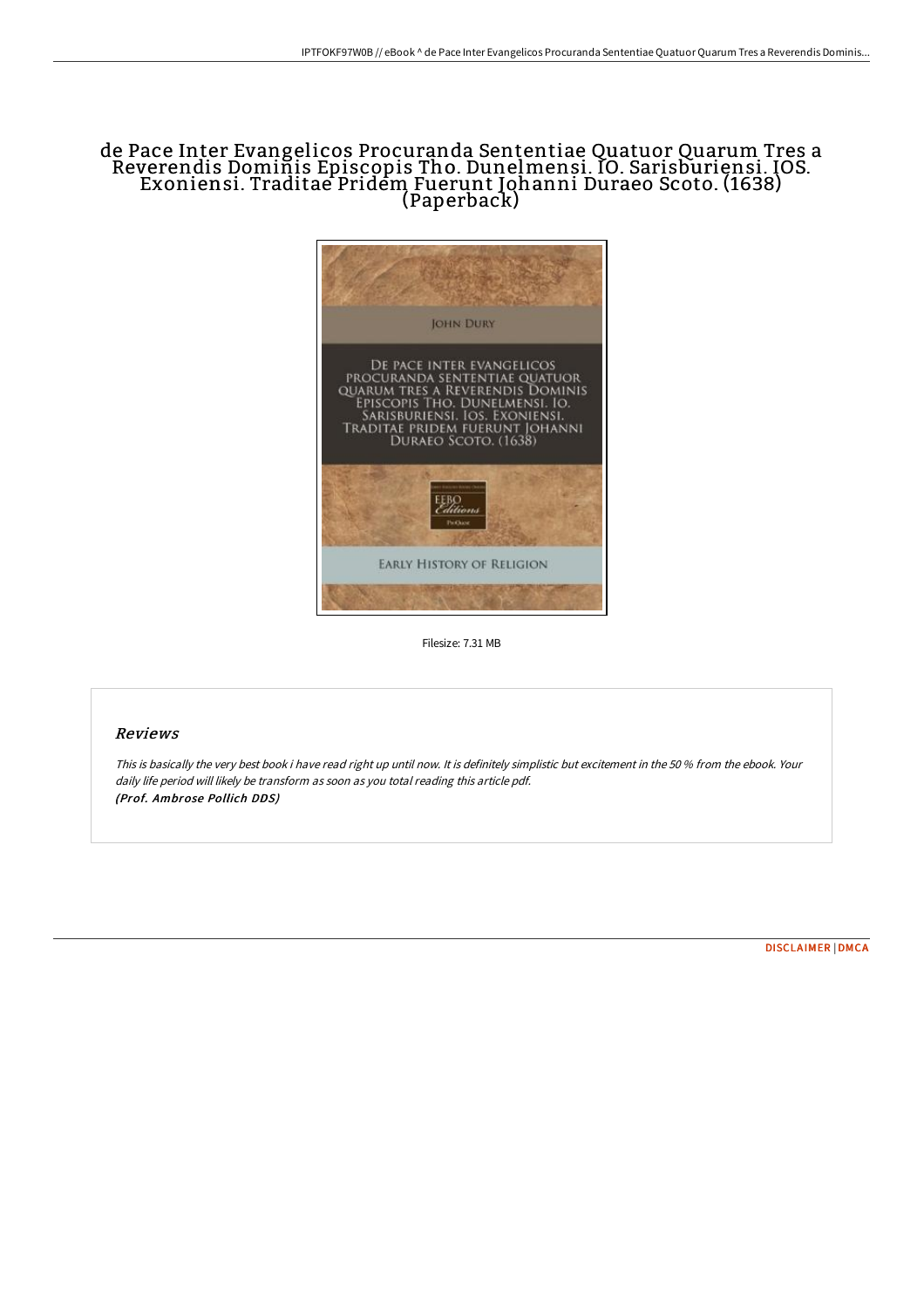# de Pace Inter Evangelicos Procuranda Sententiae Quatuor Quarum Tres a Reverendis Dominis Episcopis Tho. Dunelmensi. IO. Sarisburiensi. IOS. Exoniensi. Traditae Pridem Fuerunt Johanni Duraeo Scoto. (1638) (Paperback)

Filesize: 7.31 MB

## Reviews

*This is basically the very best book i have read right up until now. It is definitely simplistic but excitement in the 50 % from the ebook. Your daily life period will likely be transform as soon as you total reading this article pdf.*
*(Prof. Ambrose Pollich DDS)*

DISCLAIMER | DMCA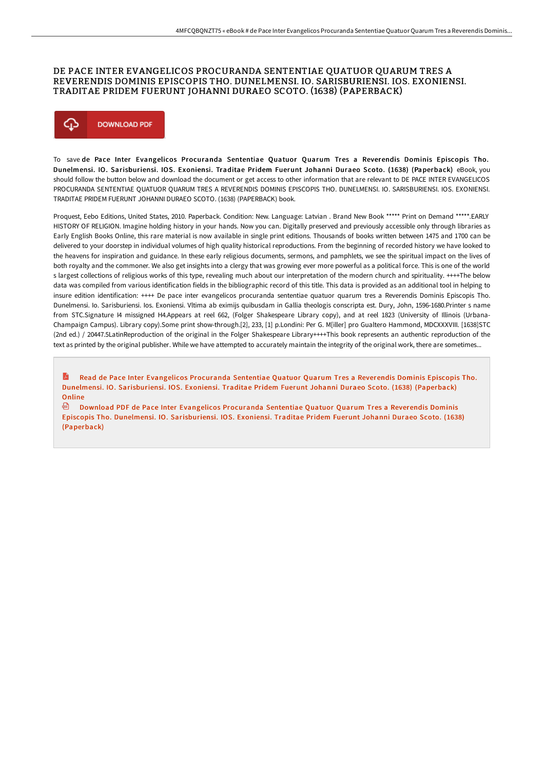# DE PACE INTER EVANGELICOS PROCURANDA SENTENTIAE QUATUOR QUARUM TRES A REVERENDIS DOMINIS EPISCOPIS THO. DUNELMENSI. IO. SARISBURIENSI. IOS. EXONIENSI. TRADITAE PRIDEM FUERUNT JOHANNI DURAEO SCOTO. (1638) (PAPERBACK)

DOWNLOAD PDF

To save **de Pace Inter Evangelicos Procuranda Sententiae Quatuor Quarum Tres a Reverendis Dominis Episcopis Tho. Dunelmensi. IO. Sarisburiensi. IOS. Exoniensi. Traditae Pridem Fuerunt Johanni Duraeo Scoto. (1638) (Paperback)** eBook, you should follow the button below and download the document or get access to other information that are relevant to DE PACE INTER EVANGELICOS PROCURANDA SENTENTIAE QUATUOR QUARUM TRES A REVERENDIS DOMINIS EPISCOPIS THO. DUNELMENSI. IO. SARISBURIENSI. IOS. EXONIENSI. TRADITAE PRIDEM FUERUNT JOHANNI DURAEO SCOTO. (1638) (PAPERBACK) book.

Proquest, Eebo Editions, United States, 2010. Paperback. Condition: New. Language: Latvian . Brand New Book ***** Print on Demand *****.EARLY HISTORY OF RELIGION. Imagine holding history in your hands. Now you can. Digitally preserved and previously accessible only through libraries as Early English Books Online, this rare material is now available in single print editions. Thousands of books written between 1475 and 1700 can be delivered to your doorstep in individual volumes of high quality historical reproductions. From the beginning of recorded history we have looked to the heavens for inspiration and guidance. In these early religious documents, sermons, and pamphlets, we see the spiritual impact on the lives of both royalty and the commoner. We also get insights into a clergy that was growing ever more powerful as a political force. This is one of the world s largest collections of religious works of this type, revealing much about our interpretation of the modern church and spirituality. ++++The below data was compiled from various identification fields in the bibliographic record of this title. This data is provided as an additional tool in helping to insure edition identification: ++++ De pace inter evangelicos procuranda sententiae quatuor quarum tres a Reverendis Dominis Episcopis Tho. Dunelmensi. Io. Sarisburiensi. Ios. Exoniensi. Vltima ab eximijs quibusdam in Gallia theologis conscripta est. Dury, John, 1596-1680.Printer s name from STC.Signature I4 missigned H4.Appears at reel 662, (Folger Shakespeare Library copy), and at reel 1823 (University of Illinois (Urbana-Champaign Campus). Library copy).Some print show-through.[2], 233, [1] p.Londini: Per G. M[iller] pro Gualtero Hammond, MDCXXXVIII. [1638]STC (2nd ed.) / 20447.5LatinReproduction of the original in the Folger Shakespeare Library++++This book represents an authentic reproduction of the text as printed by the original publisher. While we have attempted to accurately maintain the integrity of the original work, there are sometimes...

Read de Pace Inter Evangelicos Procuranda Sententiae Quatuor Quarum Tres a Reverendis Dominis Episcopis Tho. Dunelmensi. IO. Sarisburiensi. IOS. Exoniensi. Traditae Pridem Fuerunt Johanni Duraeo Scoto. (1638) (Paperback) Online

Download PDF de Pace Inter Evangelicos Procuranda Sententiae Quatuor Quarum Tres a Reverendis Dominis Episcopis Tho. Dunelmensi. IO. Sarisburiensi. IOS. Exoniensi. Traditae Pridem Fuerunt Johanni Duraeo Scoto. (1638) (Paperback)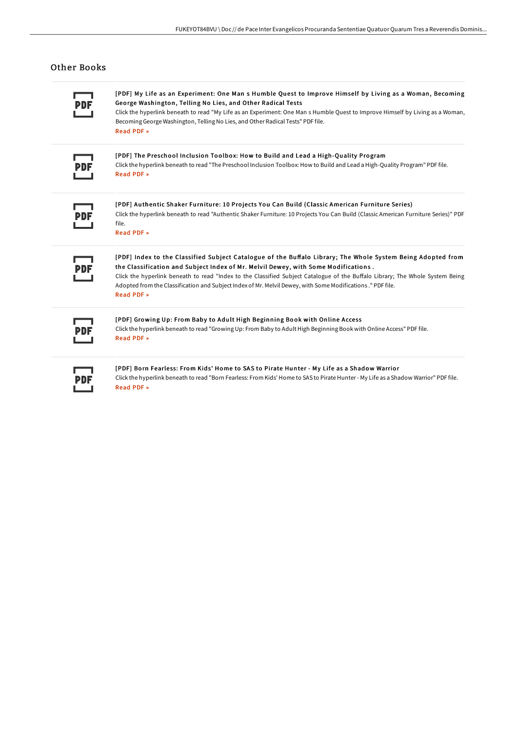## Other Books

**[PDF] My Life as an Experiment: One Man s Humble Quest to Improve Himself by Living as a Woman, Becoming George Washington, Telling No Lies, and Other Radical Tests**

Click the hyperlink beneath to read "My Life as an Experiment: One Man s Humble Quest to Improve Himself by Living as a Woman, Becoming George Washington, Telling No Lies, and Other Radical Tests" PDF file.

Read PDF »

**[PDF] The Preschool Inclusion Toolbox: How to Build and Lead a High-Quality Program**

Click the hyperlink beneath to read "The Preschool Inclusion Toolbox: How to Build and Lead a High-Quality Program" PDF file.

Read PDF »

**[PDF] Authentic Shaker Furniture: 10 Projects You Can Build (Classic American Furniture Series)**

Click the hyperlink beneath to read "Authentic Shaker Furniture: 10 Projects You Can Build (Classic American Furniture Series)" PDF file.

Read PDF »

**[PDF] Index to the Classified Subject Catalogue of the Buffalo Library; The Whole System Being Adopted from the Classification and Subject Index of Mr. Melvil Dewey, with Some Modifications .**

Click the hyperlink beneath to read "Index to the Classified Subject Catalogue of the Buffalo Library; The Whole System Being Adopted from the Classification and Subject Index of Mr. Melvil Dewey, with Some Modifications ." PDF file.

Read PDF »

**[PDF] Growing Up: From Baby to Adult High Beginning Book with Online Access**

Click the hyperlink beneath to read "Growing Up: From Baby to Adult High Beginning Book with Online Access" PDF file.

Read PDF »

**[PDF] Born Fearless: From Kids' Home to SAS to Pirate Hunter - My Life as a Shadow Warrior**

Click the hyperlink beneath to read "Born Fearless: From Kids' Home to SAS to Pirate Hunter - My Life as a Shadow Warrior" PDF file.

Read PDF »